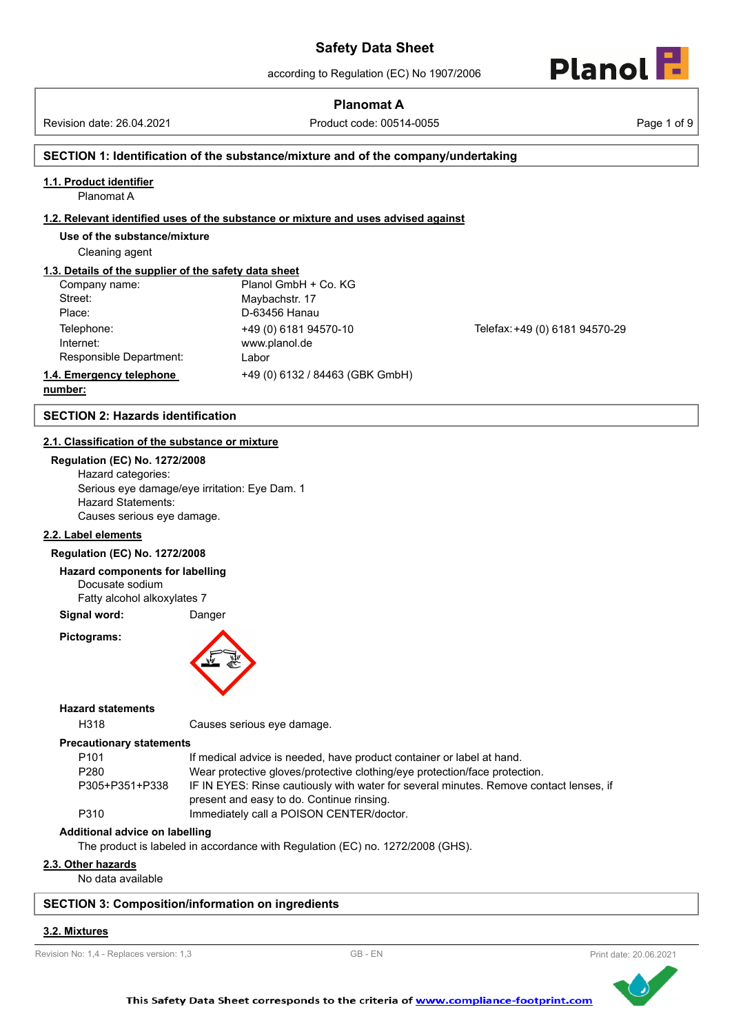# Safety Data Sheet

according to Regulation (EC) No 1907/2006

**Planomat A**

Revision date: 26.04.2021 | Product code: 00514-0055

## SECTION 1: Identification of the substance/mixture and of the company/undertaking

### 1.1. Product identifier

Planomat A

### 1.2. Relevant identified uses of the substance or mixture and uses advised against

**Use of the substance/mixture**

Cleaning agent

### 1.3. Details of the supplier of the safety data sheet

| | |
|---|---|
| Company name: | Planol GmbH + Co. KG |
| Street: | Maybachstr. 17 |
| Place: | D-63456 Hanau |
| Telephone: | +49 (0) 6181 94570-10 |
| Telefax: | +49 (0) 6181 94570-29 |
| Internet: | www.planol.de |
| Responsible Department: | Labor |

### 1.4. Emergency telephone number:

+49 (0) 6132 / 84463 (GBK GmbH)

## SECTION 2: Hazards identification

### 2.1. Classification of the substance or mixture

**Regulation (EC) No. 1272/2008**

Hazard categories:
Serious eye damage/eye irritation: Eye Dam. 1
Hazard Statements:
Causes serious eye damage.

### 2.2. Label elements

**Regulation (EC) No. 1272/2008**

**Hazard components for labelling**

Docusate sodium
Fatty alcohol alkoxylates 7

**Signal word:** Danger

**Pictograms:**

**Hazard statements**

| | |
|---|---|
| H318 | Causes serious eye damage. |

**Precautionary statements**

| | |
|---|---|
| P101 | If medical advice is needed, have product container or label at hand. |
| P280 | Wear protective gloves/protective clothing/eye protection/face protection. |
| P305+P351+P338 | IF IN EYES: Rinse cautiously with water for several minutes. Remove contact lenses, if present and easy to do. Continue rinsing. |
| P310 | Immediately call a POISON CENTER/doctor. |

**Additional advice on labelling**

The product is labeled in accordance with Regulation (EC) no. 1272/2008 (GHS).

### 2.3. Other hazards

No data available

## SECTION 3: Composition/information on ingredients

### 3.2. Mixtures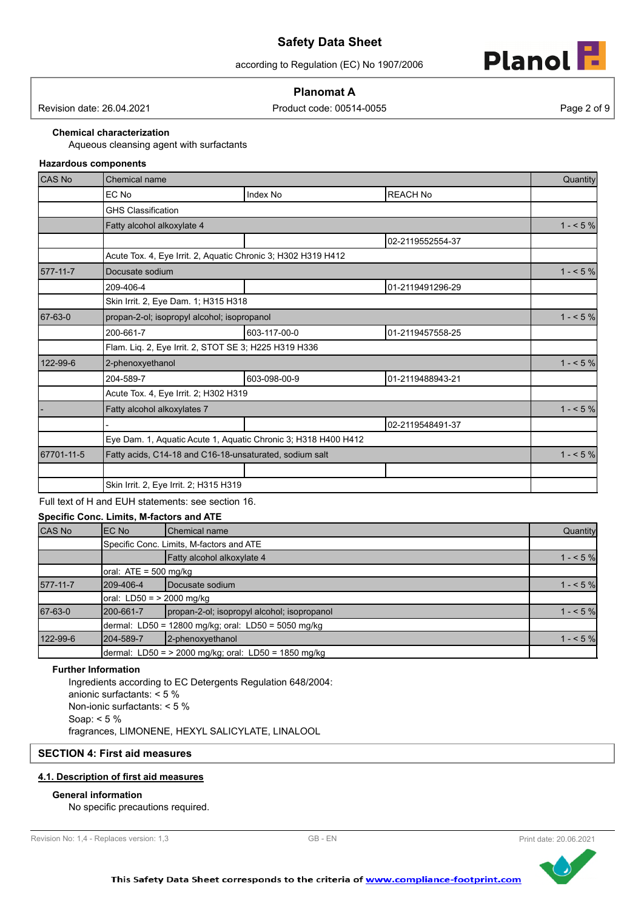**Chemical characterization**

Aqueous cleansing agent with surfactants

**Hazardous components**

| CAS No | Chemical name | | | Quantity |
|---|---|---|---|---|
| | EC No | Index No | REACH No | |
| | GHS Classification | | | |
| | Fatty alcohol alkoxylate 4 | | | 1 - < 5 % |
| | | | 02-2119552554-37 | |
| | Acute Tox. 4, Eye Irrit. 2, Aquatic Chronic 3; H302 H319 H412 | | | |
| 577-11-7 | Docusate sodium | | | 1 - < 5 % |
| | 209-406-4 | | 01-2119491296-29 | |
| | Skin Irrit. 2, Eye Dam. 1; H315 H318 | | | |
| 67-63-0 | propan-2-ol; isopropyl alcohol; isopropanol | | | 1 - < 5 % |
| | 200-661-7 | 603-117-00-0 | 01-2119457558-25 | |
| | Flam. Liq. 2, Eye Irrit. 2, STOT SE 3; H225 H319 H336 | | | |
| 122-99-6 | 2-phenoxyethanol | | | 1 - < 5 % |
| | 204-589-7 | 603-098-00-9 | 01-2119488943-21 | |
| | Acute Tox. 4, Eye Irrit. 2; H302 H319 | | | |
| - | Fatty alcohol alkoxylates 7 | | | 1 - < 5 % |
| | - | | 02-2119548491-37 | |
| | Eye Dam. 1, Aquatic Acute 1, Aquatic Chronic 3; H318 H400 H412 | | | |
| 67701-11-5 | Fatty acids, C14-18 and C16-18-unsaturated, sodium salt | | | 1 - < 5 % |
| | | | | |
| | Skin Irrit. 2, Eye Irrit. 2; H315 H319 | | | |

Full text of H and EUH statements: see section 16.

**Specific Conc. Limits, M-factors and ATE**

| CAS No | EC No | Chemical name | Quantity |
|---|---|---|---|
| | Specific Conc. Limits, M-factors and ATE | | |
| | | Fatty alcohol alkoxylate 4 | 1 - < 5 % |
| | oral: ATE = 500 mg/kg | | |
| 577-11-7 | 209-406-4 | Docusate sodium | 1 - < 5 % |
| | oral: LD50 = > 2000 mg/kg | | |
| 67-63-0 | 200-661-7 | propan-2-ol; isopropyl alcohol; isopropanol | 1 - < 5 % |
| | dermal: LD50 = 12800 mg/kg; oral: LD50 = 5050 mg/kg | | |
| 122-99-6 | 204-589-7 | 2-phenoxyethanol | 1 - < 5 % |
| | dermal: LD50 = > 2000 mg/kg; oral: LD50 = 1850 mg/kg | | |

**Further Information**

Ingredients according to EC Detergents Regulation 648/2004:
anionic surfactants: < 5 %
Non-ionic surfactants: < 5 %
Soap: < 5 %
fragrances, LIMONENE, HEXYL SALICYLATE, LINALOOL

## SECTION 4: First aid measures

### 4.1. Description of first aid measures

**General information**

No specific precautions required.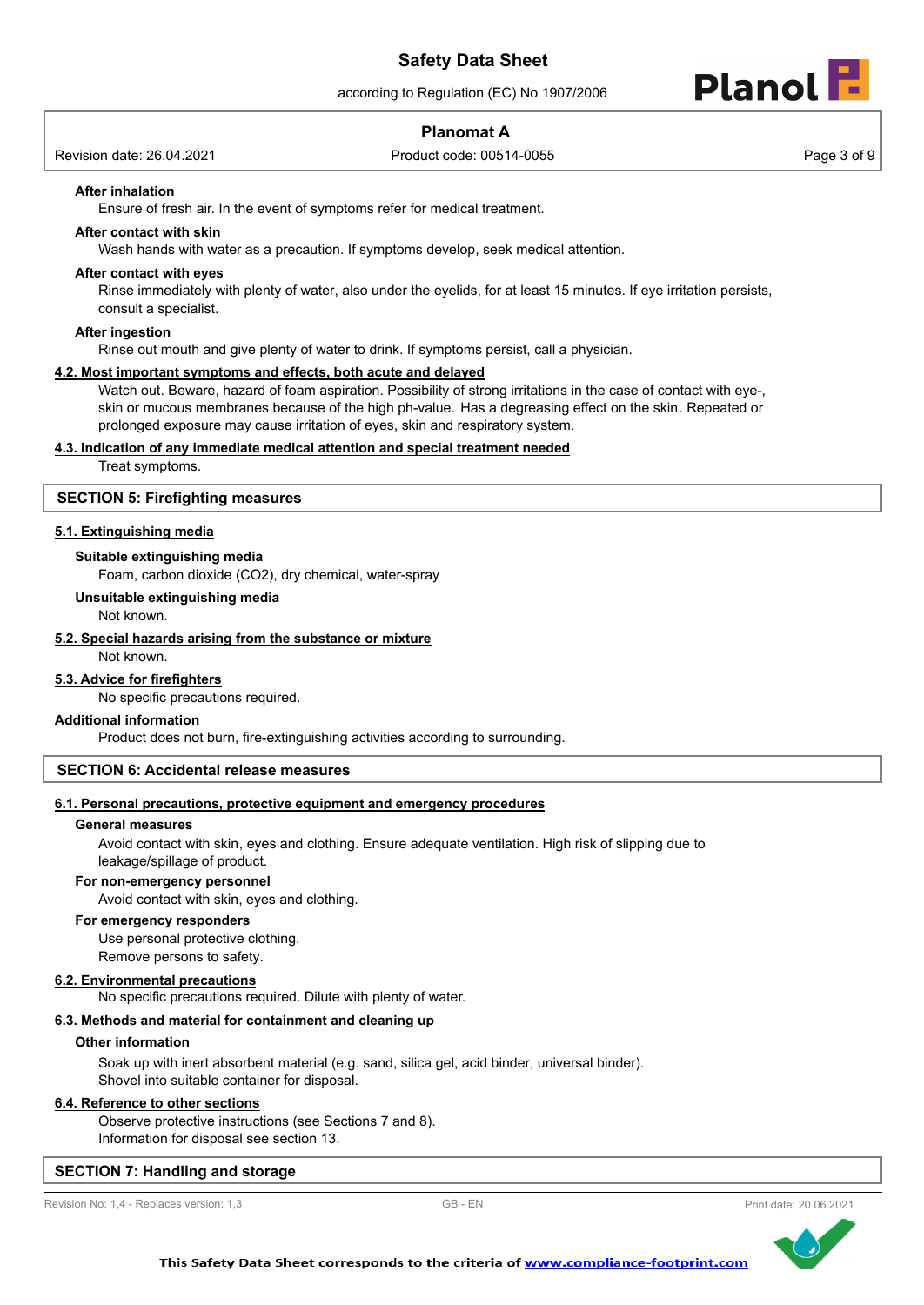**After inhalation**

Ensure of fresh air. In the event of symptoms refer for medical treatment.

**After contact with skin**

Wash hands with water as a precaution. If symptoms develop, seek medical attention.

**After contact with eyes**

Rinse immediately with plenty of water, also under the eyelids, for at least 15 minutes. If eye irritation persists, consult a specialist.

**After ingestion**

Rinse out mouth and give plenty of water to drink. If symptoms persist, call a physician.

### 4.2. Most important symptoms and effects, both acute and delayed

Watch out. Beware, hazard of foam aspiration. Possibility of strong irritations in the case of contact with eye-, skin or mucous membranes because of the high ph-value. Has a degreasing effect on the skin. Repeated or prolonged exposure may cause irritation of eyes, skin and respiratory system.

### 4.3. Indication of any immediate medical attention and special treatment needed

Treat symptoms.

## SECTION 5: Firefighting measures

### 5.1. Extinguishing media

**Suitable extinguishing media**

Foam, carbon dioxide ($CO_2$), dry chemical, water-spray

**Unsuitable extinguishing media**

Not known.

### 5.2. Special hazards arising from the substance or mixture

Not known.

### 5.3. Advice for firefighters

No specific precautions required.

**Additional information**

Product does not burn, fire-extinguishing activities according to surrounding.

## SECTION 6: Accidental release measures

### 6.1. Personal precautions, protective equipment and emergency procedures

**General measures**

Avoid contact with skin, eyes and clothing. Ensure adequate ventilation. High risk of slipping due to leakage/spillage of product.

**For non-emergency personnel**

Avoid contact with skin, eyes and clothing.

**For emergency responders**

Use personal protective clothing.
Remove persons to safety.

### 6.2. Environmental precautions

No specific precautions required. Dilute with plenty of water.

### 6.3. Methods and material for containment and cleaning up

**Other information**

Soak up with inert absorbent material (e.g. sand, silica gel, acid binder, universal binder).
Shovel into suitable container for disposal.

### 6.4. Reference to other sections

Observe protective instructions (see Sections 7 and 8).
Information for disposal see section 13.

## SECTION 7: Handling and storage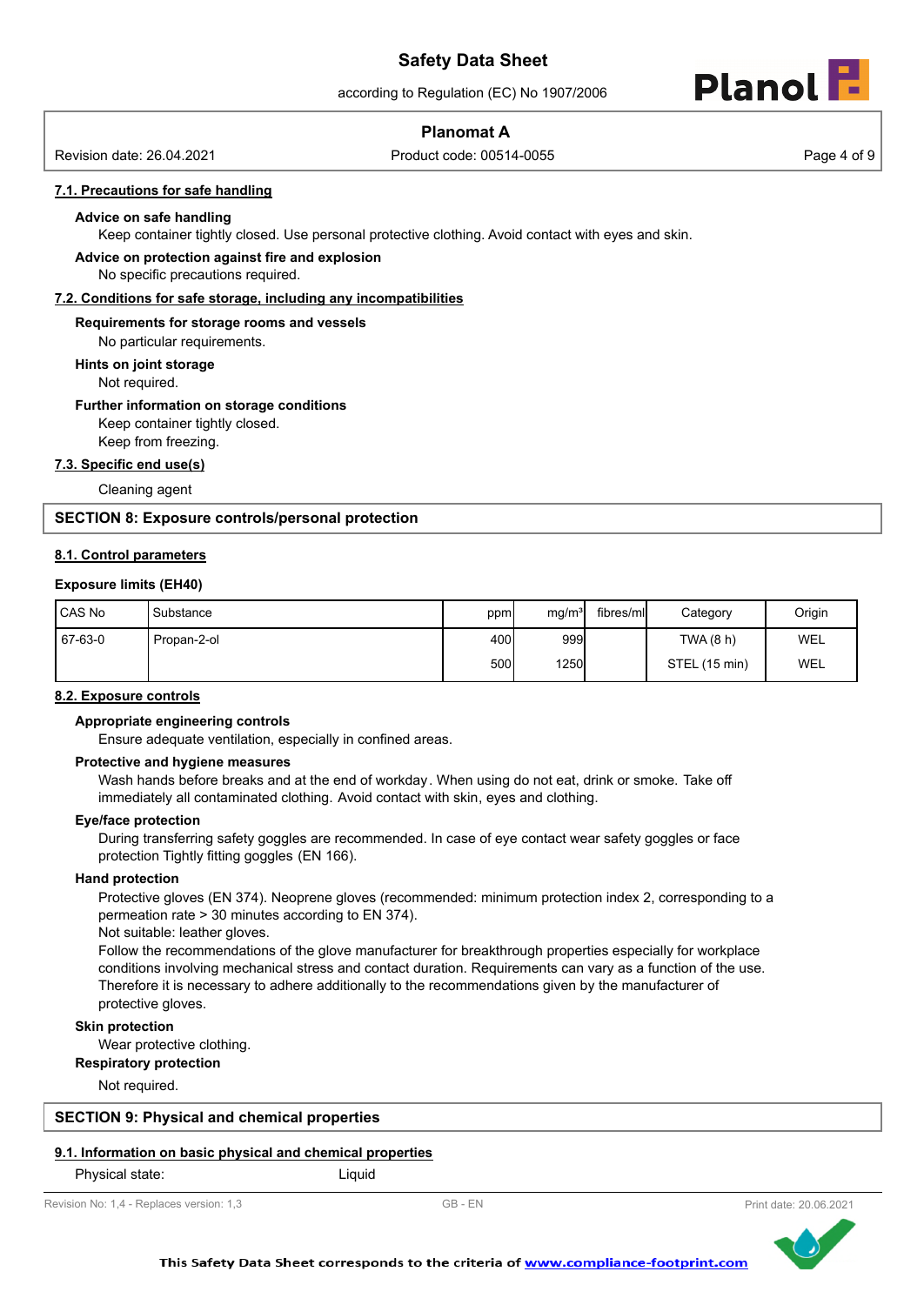### 7.1. Precautions for safe handling

**Advice on safe handling**

Keep container tightly closed. Use personal protective clothing. Avoid contact with eyes and skin.

**Advice on protection against fire and explosion**

No specific precautions required.

### 7.2. Conditions for safe storage, including any incompatibilities

**Requirements for storage rooms and vessels**

No particular requirements.

**Hints on joint storage**

Not required.

**Further information on storage conditions**

Keep container tightly closed.
Keep from freezing.

### 7.3. Specific end use(s)

Cleaning agent

## SECTION 8: Exposure controls/personal protection

### 8.1. Control parameters

**Exposure limits (EH40)**

| CAS No | Substance | ppm | mg/m³ | fibres/ml | Category | Origin |
|---|---|---|---|---|---|---|
| 67-63-0 | Propan-2-ol | 400 | 999 | | TWA (8 h) | WEL |
| | | 500 | 1250 | | STEL (15 min) | WEL |

### 8.2. Exposure controls

**Appropriate engineering controls**

Ensure adequate ventilation, especially in confined areas.

**Protective and hygiene measures**

Wash hands before breaks and at the end of workday. When using do not eat, drink or smoke. Take off immediately all contaminated clothing. Avoid contact with skin, eyes and clothing.

**Eye/face protection**

During transferring safety goggles are recommended. In case of eye contact wear safety goggles or face protection Tightly fitting goggles (EN 166).

**Hand protection**

Protective gloves (EN 374). Neoprene gloves (recommended: minimum protection index 2, corresponding to a permeation rate > 30 minutes according to EN 374).
Not suitable: leather gloves.
Follow the recommendations of the glove manufacturer for breakthrough properties especially for workplace conditions involving mechanical stress and contact duration. Requirements can vary as a function of the use. Therefore it is necessary to adhere additionally to the recommendations given by the manufacturer of protective gloves.

**Skin protection**

Wear protective clothing.

**Respiratory protection**

Not required.

## SECTION 9: Physical and chemical properties

### 9.1. Information on basic physical and chemical properties

Physical state: Liquid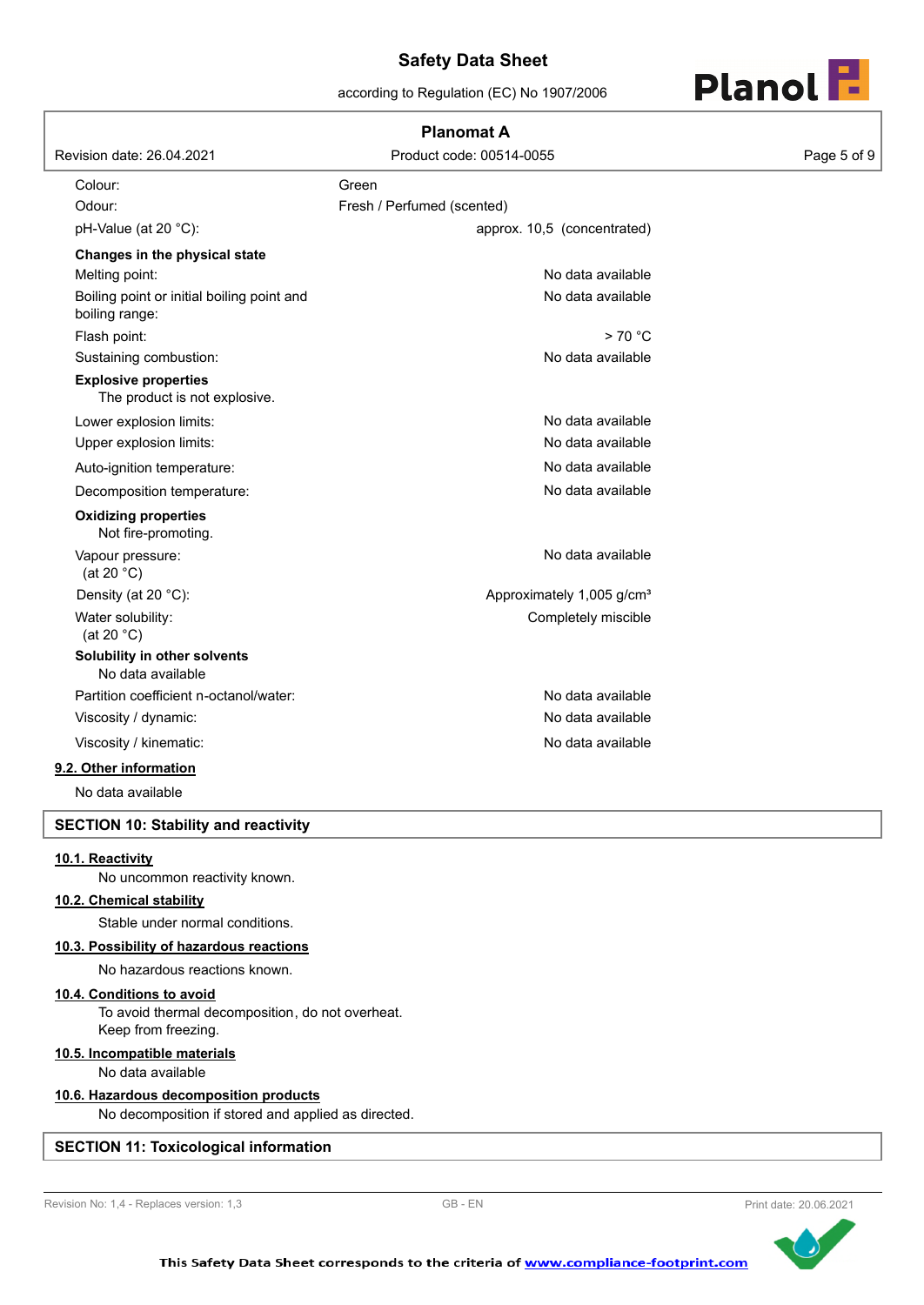| | |
|---|---|
| Colour: | Green |
| Odour: | Fresh / Perfumed (scented) |
| pH-Value (at 20 °C): | approx. 10,5 (concentrated) |

**Changes in the physical state**

| | |
|---|---|
| Melting point: | No data available |
| Boiling point or initial boiling point and boiling range: | No data available |
| Flash point: | > 70 °C |
| Sustaining combustion: | No data available |

**Explosive properties**

The product is not explosive.

| | |
|---|---|
| Lower explosion limits: | No data available |
| Upper explosion limits: | No data available |
| Auto-ignition temperature: | No data available |
| Decomposition temperature: | No data available |

**Oxidizing properties**

Not fire-promoting.

| | |
|---|---|
| Vapour pressure: (at 20 °C) | No data available |
| Density (at 20 °C): | Approximately 1,005 g/cm³ |
| Water solubility: (at 20 °C) | Completely miscible |

**Solubility in other solvents**

No data available

| | |
|---|---|
| Partition coefficient n-octanol/water: | No data available |
| Viscosity / dynamic: | No data available |
| Viscosity / kinematic: | No data available |

### 9.2. Other information

No data available

## SECTION 10: Stability and reactivity

### 10.1. Reactivity

No uncommon reactivity known.

### 10.2. Chemical stability

Stable under normal conditions.

### 10.3. Possibility of hazardous reactions

No hazardous reactions known.

### 10.4. Conditions to avoid

To avoid thermal decomposition, do not overheat.
Keep from freezing.

### 10.5. Incompatible materials

No data available

### 10.6. Hazardous decomposition products

No decomposition if stored and applied as directed.

## SECTION 11: Toxicological information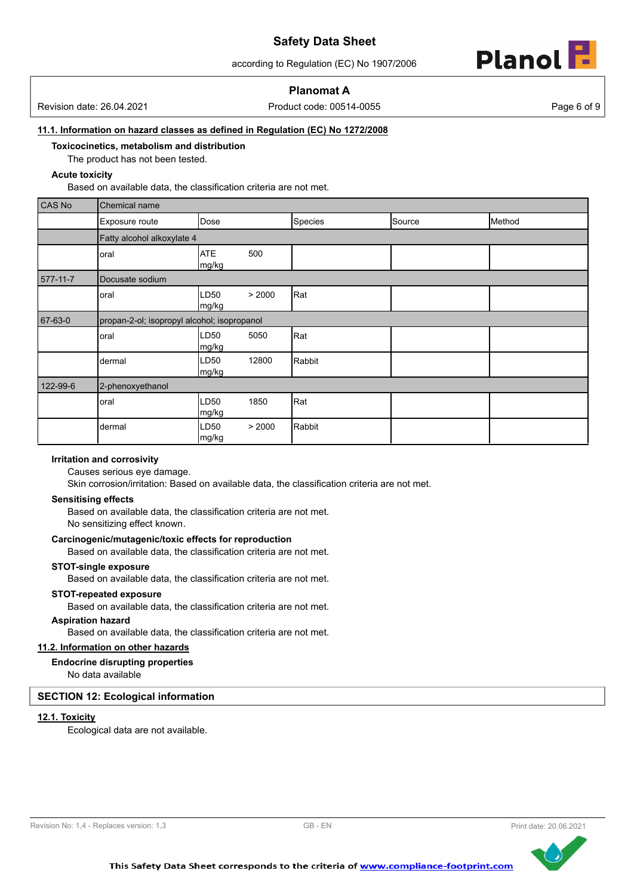### 11.1. Information on hazard classes as defined in Regulation (EC) No 1272/2008

**Toxicocinetics, metabolism and distribution**

The product has not been tested.

**Acute toxicity**

Based on available data, the classification criteria are not met.

| CAS No | Chemical name | | | | |
|---|---|---|---|---|---|
| | Exposure route | Dose | Species | Source | Method |
| | Fatty alcohol alkoxylate 4 | | | | |
| | oral | ATE 500 mg/kg | | | |
| 577-11-7 | Docusate sodium | | | | |
| | oral | LD50 > 2000 mg/kg | Rat | | |
| 67-63-0 | propan-2-ol; isopropyl alcohol; isopropanol | | | | |
| | oral | LD50 5050 mg/kg | Rat | | |
| | dermal | LD50 12800 mg/kg | Rabbit | | |
| 122-99-6 | 2-phenoxyethanol | | | | |
| | oral | LD50 1850 mg/kg | Rat | | |
| | dermal | LD50 > 2000 mg/kg | Rabbit | | |

**Irritation and corrosivity**

Causes serious eye damage.

Skin corrosion/irritation: Based on available data, the classification criteria are not met.

**Sensitising effects**

Based on available data, the classification criteria are not met.

No sensitizing effect known.

**Carcinogenic/mutagenic/toxic effects for reproduction**

Based on available data, the classification criteria are not met.

**STOT-single exposure**

Based on available data, the classification criteria are not met.

**STOT-repeated exposure**

Based on available data, the classification criteria are not met.

**Aspiration hazard**

Based on available data, the classification criteria are not met.

### 11.2. Information on other hazards

**Endocrine disrupting properties**

No data available

## SECTION 12: Ecological information

### 12.1. Toxicity

Ecological data are not available.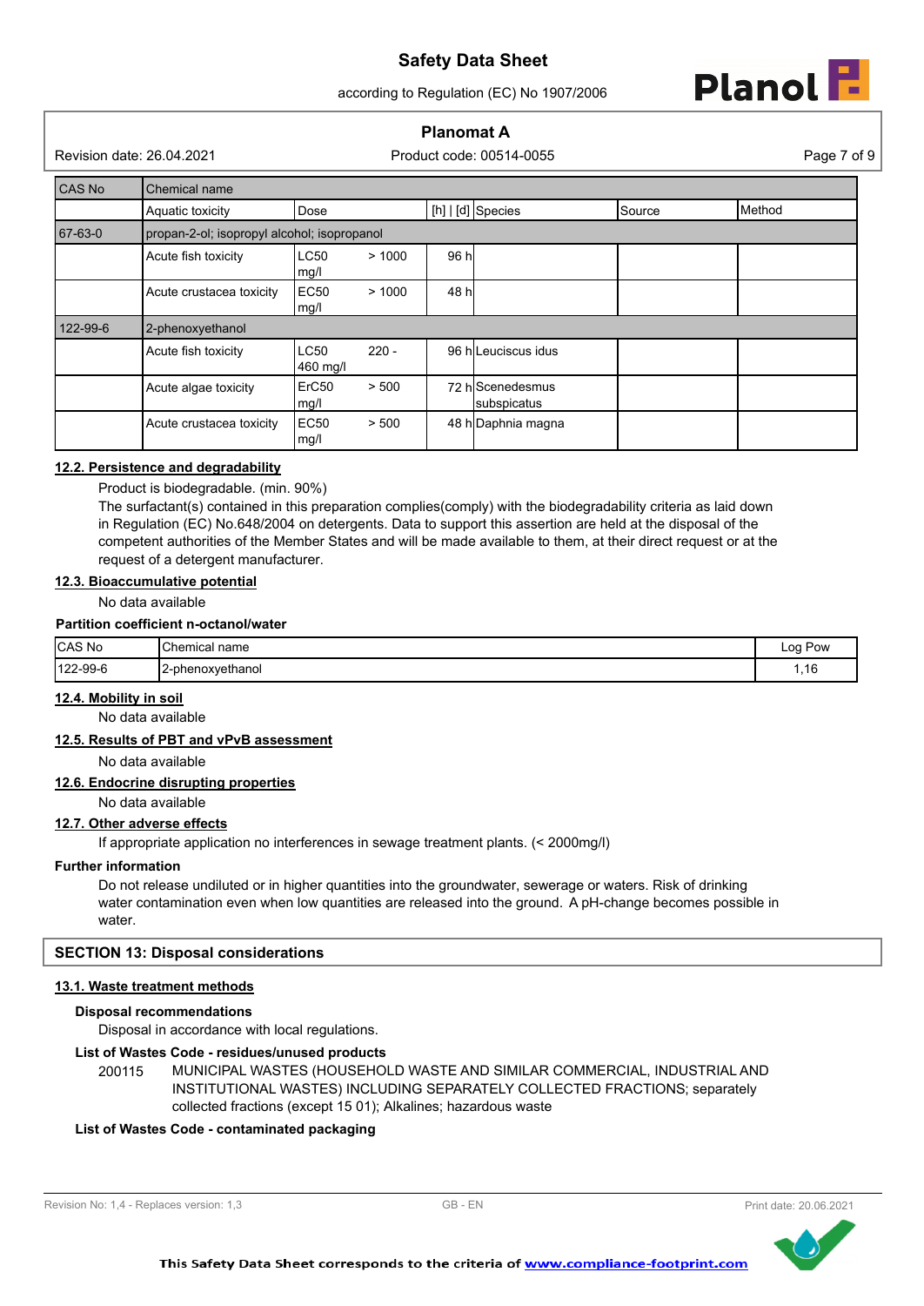| CAS No | Chemical name | | | | | |
|---|---|---|---|---|---|---|
| | Aquatic toxicity | Dose | [h] \| [d] | Species | Source | Method |
| 67-63-0 | propan-2-ol; isopropyl alcohol; isopropanol | | | | | |
| | Acute fish toxicity | LC50 > 1000 mg/l | 96 h | | | |
| | Acute crustacea toxicity | EC50 > 1000 mg/l | 48 h | | | |
| 122-99-6 | 2-phenoxyethanol | | | | | |
| | Acute fish toxicity | LC50 220 - 460 mg/l | 96 h | Leuciscus idus | | |
| | Acute algae toxicity | ErC50 > 500 mg/l | 72 h | Scenedesmus subspicatus | | |
| | Acute crustacea toxicity | EC50 > 500 mg/l | 48 h | Daphnia magna | | |

### 12.2. Persistence and degradability

Product is biodegradable. (min. 90%)

The surfactant(s) contained in this preparation complies(comply) with the biodegradability criteria as laid down in Regulation (EC) No.648/2004 on detergents. Data to support this assertion are held at the disposal of the competent authorities of the Member States and will be made available to them, at their direct request or at the request of a detergent manufacturer.

### 12.3. Bioaccumulative potential

No data available

**Partition coefficient n-octanol/water**

| CAS No | Chemical name | Log Pow |
|---|---|---|
| 122-99-6 | 2-phenoxyethanol | 1,16 |

### 12.4. Mobility in soil

No data available

### 12.5. Results of PBT and vPvB assessment

No data available

### 12.6. Endocrine disrupting properties

No data available

### 12.7. Other adverse effects

If appropriate application no interferences in sewage treatment plants. (< 2000mg/l)

**Further information**

Do not release undiluted or in higher quantities into the groundwater, sewerage or waters. Risk of drinking water contamination even when low quantities are released into the ground. A pH-change becomes possible in water.

## SECTION 13: Disposal considerations

### 13.1. Waste treatment methods

**Disposal recommendations**

Disposal in accordance with local regulations.

**List of Wastes Code - residues/unused products**

200115 MUNICIPAL WASTES (HOUSEHOLD WASTE AND SIMILAR COMMERCIAL, INDUSTRIAL AND INSTITUTIONAL WASTES) INCLUDING SEPARATELY COLLECTED FRACTIONS; separately collected fractions (except 15 01); Alkalines; hazardous waste

**List of Wastes Code - contaminated packaging**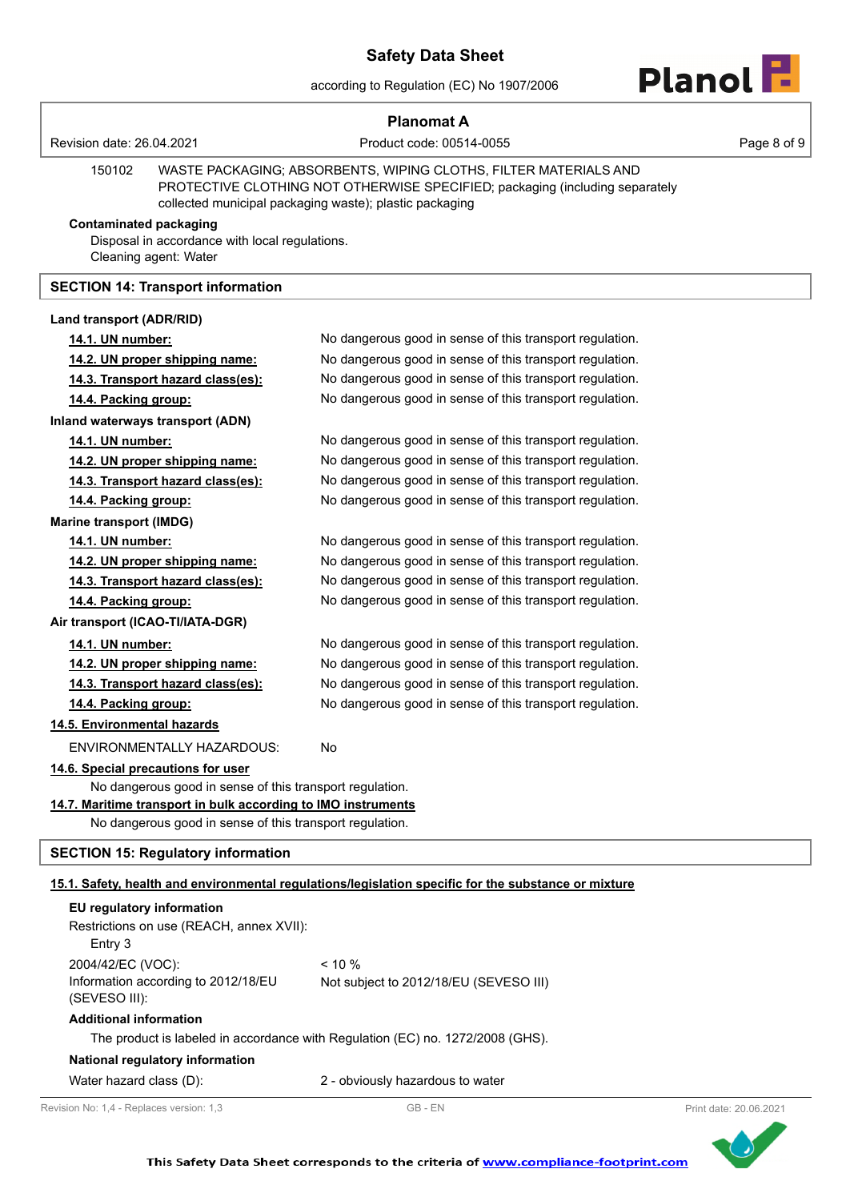150102 WASTE PACKAGING; ABSORBENTS, WIPING CLOTHS, FILTER MATERIALS AND PROTECTIVE CLOTHING NOT OTHERWISE SPECIFIED; packaging (including separately collected municipal packaging waste); plastic packaging

**Contaminated packaging**

Disposal in accordance with local regulations.
Cleaning agent: Water

## SECTION 14: Transport information

**Land transport (ADR/RID)**

| | |
|---|---|
| **14.1. UN number:** | No dangerous good in sense of this transport regulation. |
| **14.2. UN proper shipping name:** | No dangerous good in sense of this transport regulation. |
| **14.3. Transport hazard class(es):** | No dangerous good in sense of this transport regulation. |
| **14.4. Packing group:** | No dangerous good in sense of this transport regulation. |

**Inland waterways transport (ADN)**

| | |
|---|---|
| **14.1. UN number:** | No dangerous good in sense of this transport regulation. |
| **14.2. UN proper shipping name:** | No dangerous good in sense of this transport regulation. |
| **14.3. Transport hazard class(es):** | No dangerous good in sense of this transport regulation. |
| **14.4. Packing group:** | No dangerous good in sense of this transport regulation. |

**Marine transport (IMDG)**

| | |
|---|---|
| **14.1. UN number:** | No dangerous good in sense of this transport regulation. |
| **14.2. UN proper shipping name:** | No dangerous good in sense of this transport regulation. |
| **14.3. Transport hazard class(es):** | No dangerous good in sense of this transport regulation. |
| **14.4. Packing group:** | No dangerous good in sense of this transport regulation. |

**Air transport (ICAO-TI/IATA-DGR)**

| | |
|---|---|
| **14.1. UN number:** | No dangerous good in sense of this transport regulation. |
| **14.2. UN proper shipping name:** | No dangerous good in sense of this transport regulation. |
| **14.3. Transport hazard class(es):** | No dangerous good in sense of this transport regulation. |
| **14.4. Packing group:** | No dangerous good in sense of this transport regulation. |

**14.5. Environmental hazards**

ENVIRONMENTALLY HAZARDOUS: No

**14.6. Special precautions for user**

No dangerous good in sense of this transport regulation.

**14.7. Maritime transport in bulk according to IMO instruments**

No dangerous good in sense of this transport regulation.

## SECTION 15: Regulatory information

**15.1. Safety, health and environmental regulations/legislation specific for the substance or mixture**

**EU regulatory information**

Restrictions on use (REACH, annex XVII):
Entry 3

| | |
|---|---|
| 2004/42/EC (VOC): | < 10 % |
| Information according to 2012/18/EU (SEVESO III): | Not subject to 2012/18/EU (SEVESO III) |

**Additional information**

The product is labeled in accordance with Regulation (EC) no. 1272/2008 (GHS).

**National regulatory information**

Water hazard class (D): 2 - obviously hazardous to water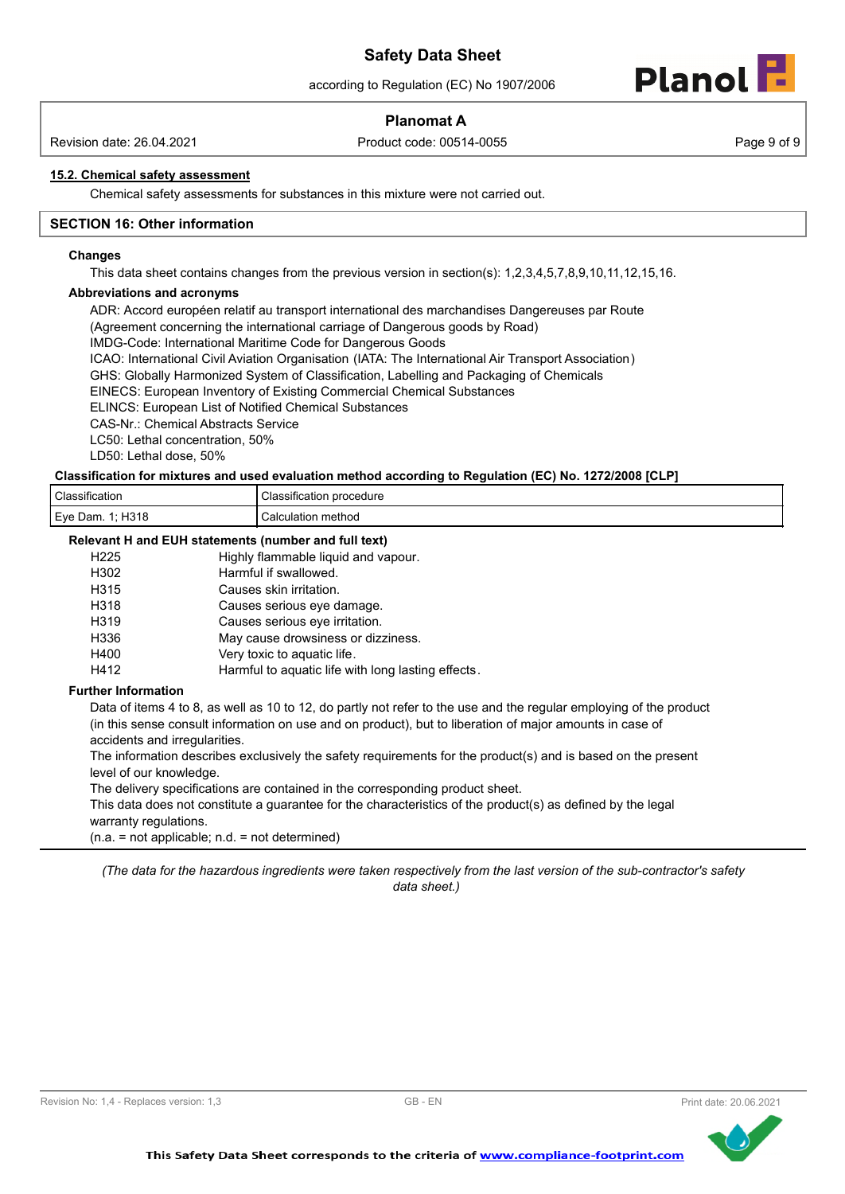### 15.2. Chemical safety assessment

Chemical safety assessments for substances in this mixture were not carried out.

## SECTION 16: Other information

**Changes**

This data sheet contains changes from the previous version in section(s): 1,2,3,4,5,7,8,9,10,11,12,15,16.

**Abbreviations and acronyms**

ADR: Accord européen relatif au transport international des marchandises Dangereuses par Route
(Agreement concerning the international carriage of Dangerous goods by Road)
IMDG-Code: International Maritime Code for Dangerous Goods
ICAO: International Civil Aviation Organisation (IATA: The International Air Transport Association)
GHS: Globally Harmonized System of Classification, Labelling and Packaging of Chemicals
EINECS: European Inventory of Existing Commercial Chemical Substances
ELINCS: European List of Notified Chemical Substances
CAS-Nr.: Chemical Abstracts Service
LC50: Lethal concentration, 50%
LD50: Lethal dose, 50%

**Classification for mixtures and used evaluation method according to Regulation (EC) No. 1272/2008 [CLP]**

| Classification | Classification procedure |
|---|---|
| Eye Dam. 1; H318 | Calculation method |

**Relevant H and EUH statements (number and full text)**

| | |
|---|---|
| H225 | Highly flammable liquid and vapour. |
| H302 | Harmful if swallowed. |
| H315 | Causes skin irritation. |
| H318 | Causes serious eye damage. |
| H319 | Causes serious eye irritation. |
| H336 | May cause drowsiness or dizziness. |
| H400 | Very toxic to aquatic life. |
| H412 | Harmful to aquatic life with long lasting effects. |

**Further Information**

Data of items 4 to 8, as well as 10 to 12, do partly not refer to the use and the regular employing of the product (in this sense consult information on use and on product), but to liberation of major amounts in case of accidents and irregularities.
The information describes exclusively the safety requirements for the product(s) and is based on the present level of our knowledge.
The delivery specifications are contained in the corresponding product sheet.
This data does not constitute a guarantee for the characteristics of the product(s) as defined by the legal warranty regulations.
(n.a. = not applicable; n.d. = not determined)

*(The data for the hazardous ingredients were taken respectively from the last version of the sub-contractor's safety data sheet.)*